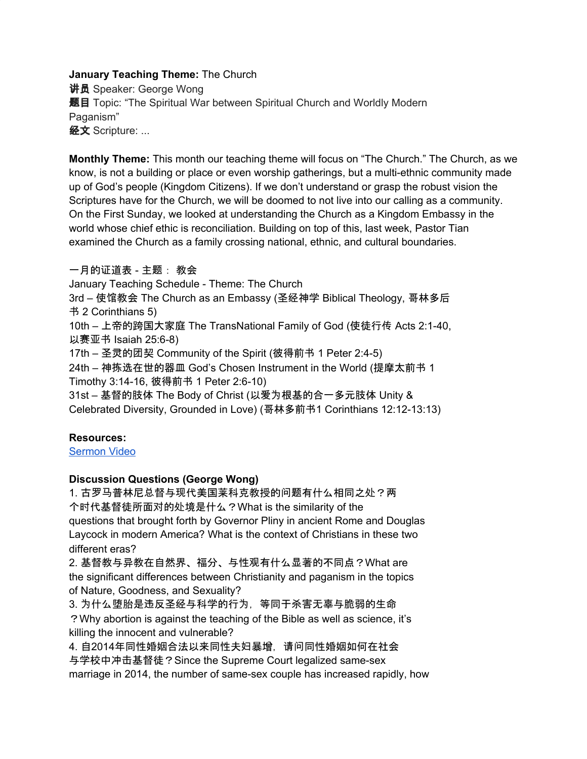**January Teaching Theme:** The Church
**讲员** Speaker: George Wong
**题目** Topic: "The Spiritual War between Spiritual Church and Worldly Modern Paganism"
**经文** Scripture: ...

**Monthly Theme:** This month our teaching theme will focus on "The Church." The Church, as we know, is not a building or place or even worship gatherings, but a multi-ethnic community made up of God's people (Kingdom Citizens). If we don't understand or grasp the robust vision the Scriptures have for the Church, we will be doomed to not live into our calling as a community. On the First Sunday, we looked at understanding the Church as a Kingdom Embassy in the world whose chief ethic is reconciliation. Building on top of this, last week, Pastor Tian examined the Church as a family crossing national, ethnic, and cultural boundaries.

一月的证道表 - 主题： 教会
January Teaching Schedule - Theme: The Church
3rd – 使馆教会 The Church as an Embassy (圣经神学 Biblical Theology, 哥林多后书 2 Corinthians 5)
10th – 上帝的跨国大家庭 The TransNational Family of God (使徒行传 Acts 2:1-40, 以赛亚书 Isaiah 25:6-8)
17th – 圣灵的团契 Community of the Spirit (彼得前书 1 Peter 2:4-5)
24th – 神拣选在世的器皿 God's Chosen Instrument in the World (提摩太前书 1 Timothy 3:14-16, 彼得前书 1 Peter 2:6-10)
31st – 基督的肢体 The Body of Christ (以爱为根基的合一多元肢体 Unity & Celebrated Diversity, Grounded in Love) (哥林多前书1 Corinthians 12:12-13:13)

**Resources:**
[Sermon Video]

**Discussion Questions (George Wong)**
1. 古罗马普林尼总督与现代美国莱科克教授的问题有什么相同之处？两个时代基督徒所面对的处境是什么？What is the similarity of the questions that brought forth by Governor Pliny in ancient Rome and Douglas Laycock in modern America? What is the context of Christians in these two different eras?
2. 基督教与异教在自然界、福分、与性观有什么显著的不同点？What are the significant differences between Christianity and paganism in the topics of Nature, Goodness, and Sexuality?
3. 为什么堕胎是违反圣经与科学的行为，等同于杀害无辜与脆弱的生命？Why abortion is against the teaching of the Bible as well as science, it's killing the innocent and vulnerable?
4. 自2014年同性婚姻合法以来同性夫妇暴增，请问同性婚姻如何在社会与学校中冲击基督徒？Since the Supreme Court legalized same-sex marriage in 2014, the number of same-sex couple has increased rapidly, how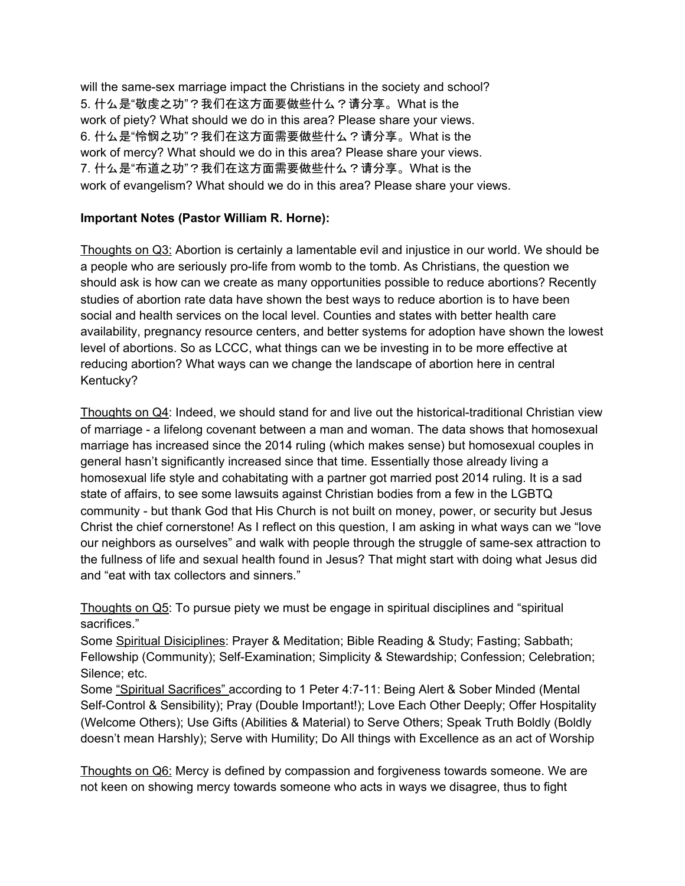will the same-sex marriage impact the Christians in the society and school?
5. 什么是"敬虔之功"？我们在这方面要做些什么？请分享。What is the work of piety? What should we do in this area? Please share your views.
6. 什么是"怜悯之功"？我们在这方面需要做些什么？请分享。What is the work of mercy? What should we do in this area? Please share your views.
7. 什么是"布道之功"？我们在这方面需要做些什么？请分享。What is the work of evangelism? What should we do in this area? Please share your views.

**Important Notes (Pastor William R. Horne):**

Thoughts on Q3: Abortion is certainly a lamentable evil and injustice in our world. We should be a people who are seriously pro-life from womb to the tomb. As Christians, the question we should ask is how can we create as many opportunities possible to reduce abortions? Recently studies of abortion rate data have shown the best ways to reduce abortion is to have been social and health services on the local level. Counties and states with better health care availability, pregnancy resource centers, and better systems for adoption have shown the lowest level of abortions. So as LCCC, what things can we be investing in to be more effective at reducing abortion? What ways can we change the landscape of abortion here in central Kentucky?

Thoughts on Q4: Indeed, we should stand for and live out the historical-traditional Christian view of marriage - a lifelong covenant between a man and woman. The data shows that homosexual marriage has increased since the 2014 ruling (which makes sense) but homosexual couples in general hasn't significantly increased since that time. Essentially those already living a homosexual life style and cohabitating with a partner got married post 2014 ruling. It is a sad state of affairs, to see some lawsuits against Christian bodies from a few in the LGBTQ community - but thank God that His Church is not built on money, power, or security but Jesus Christ the chief cornerstone! As I reflect on this question, I am asking in what ways can we "love our neighbors as ourselves" and walk with people through the struggle of same-sex attraction to the fullness of life and sexual health found in Jesus? That might start with doing what Jesus did and "eat with tax collectors and sinners."

Thoughts on Q5: To pursue piety we must be engage in spiritual disciplines and "spiritual sacrifices."
Some Spiritual Disiciplines: Prayer & Meditation; Bible Reading & Study; Fasting; Sabbath; Fellowship (Community); Self-Examination; Simplicity & Stewardship; Confession; Celebration; Silence; etc.
Some "Spiritual Sacrifices" according to 1 Peter 4:7-11: Being Alert & Sober Minded (Mental Self-Control & Sensibility); Pray (Double Important!); Love Each Other Deeply; Offer Hospitality (Welcome Others); Use Gifts (Abilities & Material) to Serve Others; Speak Truth Boldly (Boldly doesn't mean Harshly); Serve with Humility; Do All things with Excellence as an act of Worship

Thoughts on Q6: Mercy is defined by compassion and forgiveness towards someone. We are not keen on showing mercy towards someone who acts in ways we disagree, thus to fight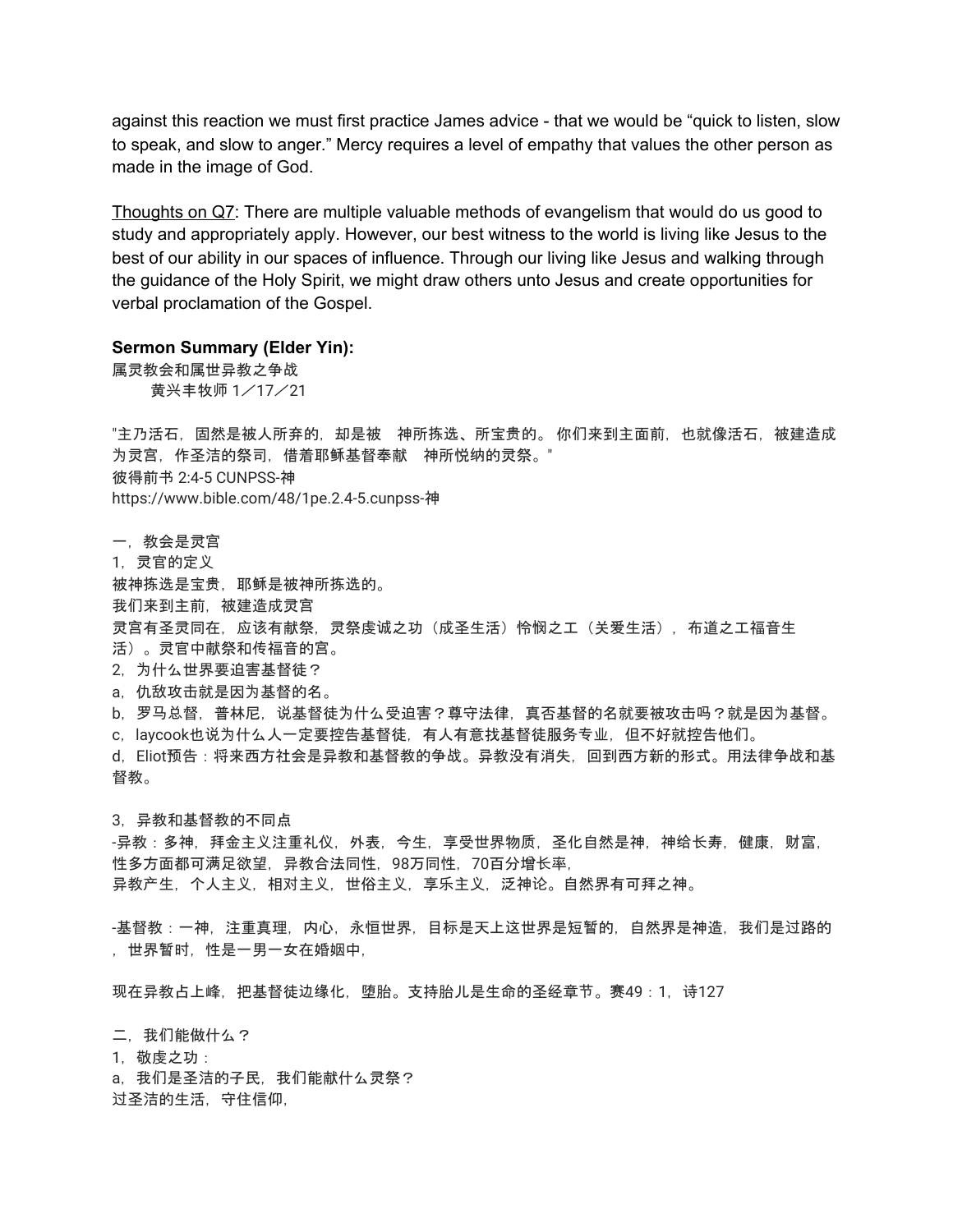against this reaction we must first practice James advice - that we would be “quick to listen, slow to speak, and slow to anger.” Mercy requires a level of empathy that values the other person as made in the image of God.

Thoughts on Q7: There are multiple valuable methods of evangelism that would do us good to study and appropriately apply. However, our best witness to the world is living like Jesus to the best of our ability in our spaces of influence. Through our living like Jesus and walking through the guidance of the Holy Spirit, we might draw others unto Jesus and create opportunities for verbal proclamation of the Gospel.

**Sermon Summary (Elder Yin):**

属灵教会和属世异教之争战

黄兴丰牧师 1／17／21

"主乃活石，固然是被人所弃的，却是被　神所拣选、所宝贵的。 你们来到主面前，也就像活石，被建造成为灵宫，作圣洁的祭司，借着耶稣基督奉献　神所悦纳的灵祭。"

彼得前书 2:4-5 CUNPSS-神

https://www.bible.com/48/1pe.2.4-5.cunpss-神

一，教会是灵宫

1，灵官的定义

被神拣选是宝贵，耶稣是被神所拣选的。

我们来到主前，被建造成灵宫

灵宫有圣灵同在，应该有献祭，灵祭虔诚之功（成圣生活）怜悯之工（关爱生活），布道之工福音生活）。灵官中献祭和传福音的宫。

2，为什么世界要迫害基督徒？

a，仇敌攻击就是因为基督的名。

b，罗马总督，普林尼，说基督徒为什么受迫害？尊守法律，真否基督的名就要被攻击吗？就是因为基督。

c，laycook也说为什么人一定要控告基督徒，有人有意找基督徒服务专业，但不好就控告他们。

d，Eliot预告：将来西方社会是异教和基督教的争战。异教没有消失，回到西方新的形式。用法律争战和基督教。

3，异教和基督教的不同点

-异教：多神，拜金主义注重礼仪，外表，今生，享受世界物质，圣化自然是神，神给长寿，健康，财富，性多方面都可满足欲望，异教合法同性，98万同性，70百分增长率，
异教产生，个人主义，相对主义，世俗主义，享乐主义，泛神论。自然界有可拜之神。

-基督教：一神，注重真理，内心，永恒世界，目标是天上这世界是短暂的，自然界是神造，我们是过路的，世界暂时，性是一男一女在婚姻中，

现在异教占上峰，把基督徒边缘化，堕胎。支持胎儿是生命的圣经章节。赛49：1，诗127

二，我们能做什么？

1，敬虔之功：

a，我们是圣洁的子民，我们能献什么灵祭？

过圣洁的生活，守住信仰，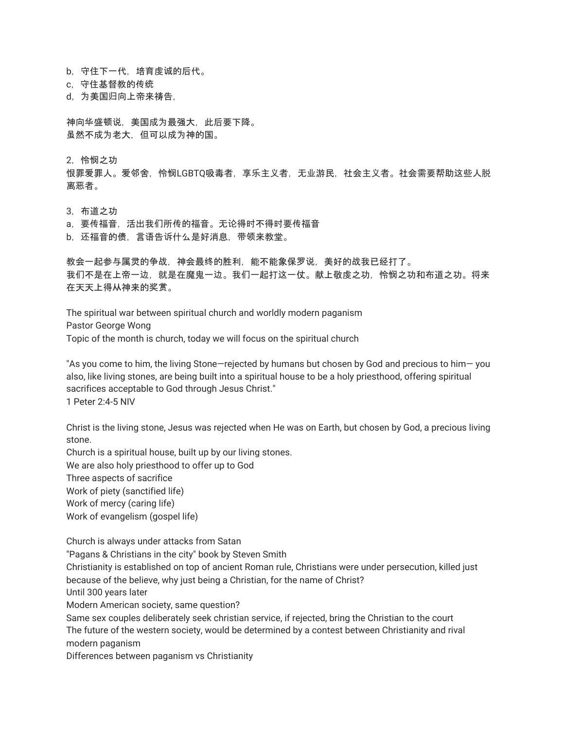b，守住下一代，培育虔诚的后代。
c，守住基督教的传统
d，为美国归向上帝来祷告，

神向华盛顿说，美国成为最强大，此后要下降。
虽然不成为老大，但可以成为神的国。

2，怜悯之功
恨罪爱罪人。爱邻舍，怜悯LGBTQ吸毒者，享乐主义者，无业游民，社会主义者。社会需要帮助这些人脱离恶者。

3，布道之功
a，要传福音，活出我们所传的福音。无论得时不得时要传福音
b，还福音的债，言语告诉什么是好消息，带领来教堂。

教会一起参与属灵的争战，神会最终的胜利，能不能象保罗说，美好的战我已经打了。
我们不是在上帝一边，就是在魔鬼一边。我们一起打这一仗。献上敬虔之功，怜悯之功和布道之功。将来在天天上得从神来的奖赏。

The spiritual war between spiritual church and worldly modern paganism
Pastor George Wong
Topic of the month is church, today we will focus on the spiritual church

"As you come to him, the living Stone—rejected by humans but chosen by God and precious to him— you also, like living stones, are being built into a spiritual house to be a holy priesthood, offering spiritual sacrifices acceptable to God through Jesus Christ."
1 Peter 2:4-5 NIV

Christ is the living stone, Jesus was rejected when He was on Earth, but chosen by God, a precious living stone.
Church is a spiritual house, built up by our living stones.
We are also holy priesthood to offer up to God
Three aspects of sacrifice
Work of piety (sanctified life)
Work of mercy (caring life)
Work of evangelism (gospel life)

Church is always under attacks from Satan
"Pagans & Christians in the city" book by Steven Smith
Christianity is established on top of ancient Roman rule, Christians were under persecution, killed just because of the believe, why just being a Christian, for the name of Christ?
Until 300 years later
Modern American society, same question?
Same sex couples deliberately seek christian service, if rejected, bring the Christian to the court
The future of the western society, would be determined by a contest between Christianity and rival modern paganism
Differences between paganism vs Christianity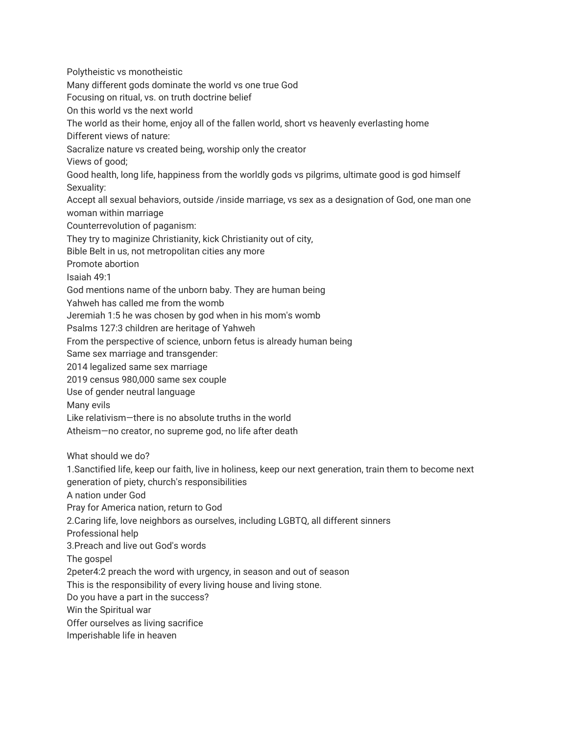Polytheistic vs monotheistic
Many different gods dominate the world vs one true God
Focusing on ritual, vs. on truth doctrine belief
On this world vs the next world
The world as their home, enjoy all of the fallen world, short vs heavenly everlasting home
Different views of nature:
Sacralize nature vs created being, worship only the creator
Views of good;
Good health, long life, happiness from the worldly gods vs pilgrims, ultimate good is god himself
Sexuality:
Accept all sexual behaviors, outside /inside marriage, vs sex as a designation of God, one man one woman within marriage
Counterrevolution of paganism:
They try to maginize Christianity, kick Christianity out of city,
Bible Belt in us, not metropolitan cities any more
Promote abortion
Isaiah 49:1
God mentions name of the unborn baby. They are human being
Yahweh has called me from the womb
Jeremiah 1:5 he was chosen by god when in his mom's womb
Psalms 127:3 children are heritage of Yahweh
From the perspective of science, unborn fetus is already human being
Same sex marriage and transgender:
2014 legalized same sex marriage
2019 census 980,000 same sex couple
Use of gender neutral language
Many evils
Like relativism—there is no absolute truths in the world
Atheism—no creator, no supreme god, no life after death

What should we do?
1.Sanctified life, keep our faith, live in holiness, keep our next generation, train them to become next generation of piety, church's responsibilities
A nation under God
Pray for America nation, return to God
2.Caring life, love neighbors as ourselves, including LGBTQ, all different sinners
Professional help
3.Preach and live out God's words
The gospel
2peter4:2 preach the word with urgency, in season and out of season
This is the responsibility of every living house and living stone.
Do you have a part in the success?
Win the Spiritual war
Offer ourselves as living sacrifice
Imperishable life in heaven